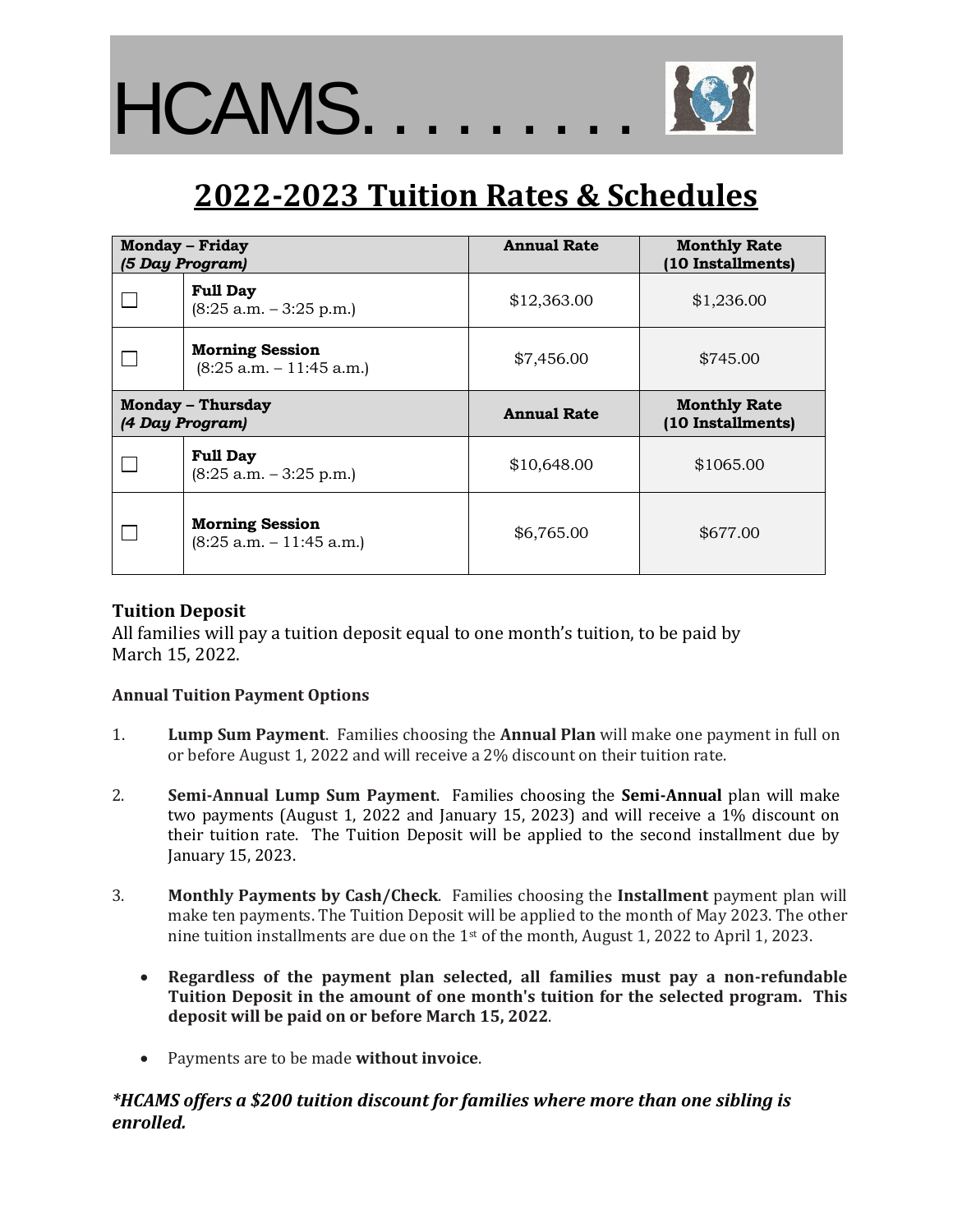# HCAMS. . . . . . . .

## 2022-2023 Tuition Rates & Schedules

| Monday – Friday *(5 Day Program)* | | Annual Rate | Monthly Rate (10 Installments) |
|---|---|---|---|
| ☐ | **Full Day** (8:25 a.m. – 3:25 p.m.) | $12,363.00 | $1,236.00 |
| ☐ | **Morning Session** (8:25 a.m. – 11:45 a.m.) | $7,456.00 | $745.00 |
| **Monday – Thursday** ***(4 Day Program)*** | | **Annual Rate** | **Monthly Rate (10 Installments)** |
| ☐ | **Full Day** (8:25 a.m. – 3:25 p.m.) | $10,648.00 | $1065.00 |
| ☐ | **Morning Session** (8:25 a.m. – 11:45 a.m.) | $6,765.00 | $677.00 |

### Tuition Deposit

All families will pay a tuition deposit equal to one month's tuition, to be paid by March 15, 2022.

**Annual Tuition Payment Options**

1. **Lump Sum Payment**. Families choosing the **Annual Plan** will make one payment in full on or before August 1, 2022 and will receive a 2% discount on their tuition rate.

2. **Semi-Annual Lump Sum Payment**. Families choosing the **Semi-Annual** plan will make two payments (August 1, 2022 and January 15, 2023) and will receive a 1% discount on their tuition rate. The Tuition Deposit will be applied to the second installment due by January 15, 2023.

3. **Monthly Payments by Cash/Check**. Families choosing the **Installment** payment plan will make ten payments. The Tuition Deposit will be applied to the month of May 2023. The other nine tuition installments are due on the 1st of the month, August 1, 2022 to April 1, 2023.

- **Regardless of the payment plan selected, all families must pay a non-refundable Tuition Deposit in the amount of one month's tuition for the selected program. This deposit will be paid on or before March 15, 2022**.

- Payments are to be made **without invoice**.

***\*HCAMS offers a $200 tuition discount for families where more than one sibling is enrolled.***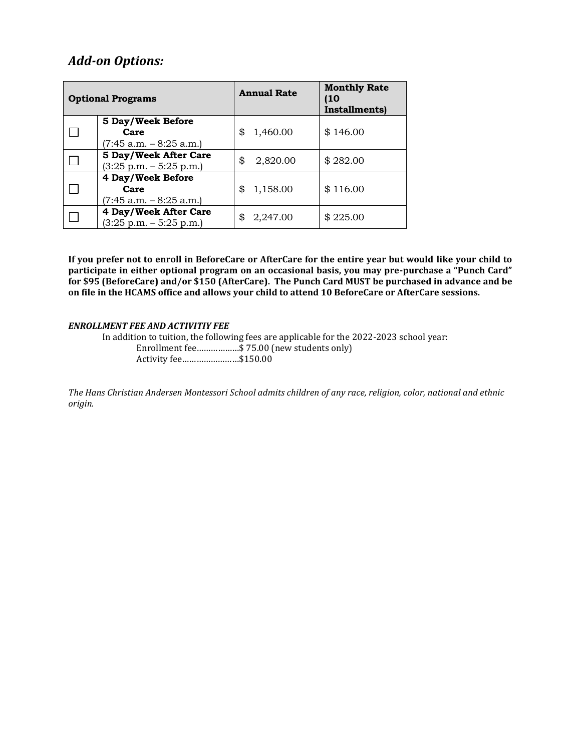## *Add-on Options:*

| Optional Programs | | Annual Rate | Monthly Rate (10 Installments) |
|---|---|---|---|
| ☐ | **5 Day/Week Before Care** (7:45 a.m. – 8:25 a.m.) | $ 1,460.00 | $ 146.00 |
| ☐ | **5 Day/Week After Care** (3:25 p.m. – 5:25 p.m.) | $ 2,820.00 | $ 282.00 |
| ☐ | **4 Day/Week Before Care** (7:45 a.m. – 8:25 a.m.) | $ 1,158.00 | $ 116.00 |
| ☐ | **4 Day/Week After Care** (3:25 p.m. – 5:25 p.m.) | $ 2,247.00 | $ 225.00 |

**If you prefer not to enroll in BeforeCare or AfterCare for the entire year but would like your child to participate in either optional program on an occasional basis, you may pre-purchase a "Punch Card" for $95 (BeforeCare) and/or $150 (AfterCare). The Punch Card MUST be purchased in advance and be on file in the HCAMS office and allows your child to attend 10 BeforeCare or AfterCare sessions.**

***ENROLLMENT FEE AND ACTIVITIY FEE***

In addition to tuition, the following fees are applicable for the 2022-2023 school year:

Enrollment fee………………$ 75.00 (new students only)
Activity fee……………………$150.00

*The Hans Christian Andersen Montessori School admits children of any race, religion, color, national and ethnic origin.*